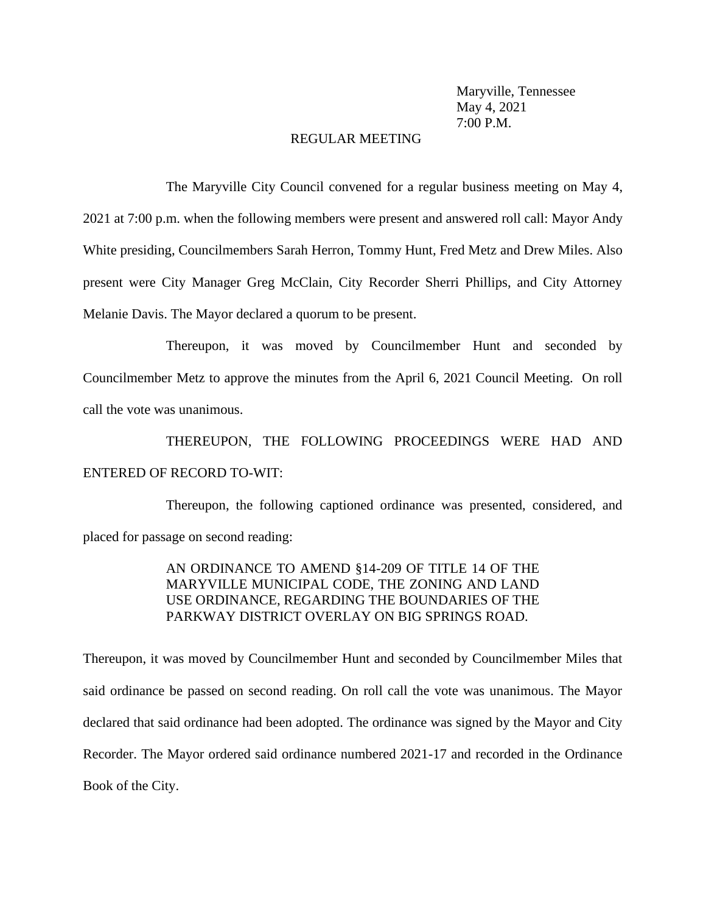Maryville, Tennessee
May 4, 2021
7:00 P.M.

REGULAR MEETING

The Maryville City Council convened for a regular business meeting on May 4, 2021 at 7:00 p.m. when the following members were present and answered roll call: Mayor Andy White presiding, Councilmembers Sarah Herron, Tommy Hunt, Fred Metz and Drew Miles. Also present were City Manager Greg McClain, City Recorder Sherri Phillips, and City Attorney Melanie Davis. The Mayor declared a quorum to be present.

Thereupon, it was moved by Councilmember Hunt and seconded by Councilmember Metz to approve the minutes from the April 6, 2021 Council Meeting. On roll call the vote was unanimous.

THEREUPON, THE FOLLOWING PROCEEDINGS WERE HAD AND ENTERED OF RECORD TO-WIT:

Thereupon, the following captioned ordinance was presented, considered, and placed for passage on second reading:

AN ORDINANCE TO AMEND §14-209 OF TITLE 14 OF THE MARYVILLE MUNICIPAL CODE, THE ZONING AND LAND USE ORDINANCE, REGARDING THE BOUNDARIES OF THE PARKWAY DISTRICT OVERLAY ON BIG SPRINGS ROAD.

Thereupon, it was moved by Councilmember Hunt and seconded by Councilmember Miles that said ordinance be passed on second reading. On roll call the vote was unanimous. The Mayor declared that said ordinance had been adopted. The ordinance was signed by the Mayor and City Recorder. The Mayor ordered said ordinance numbered 2021-17 and recorded in the Ordinance Book of the City.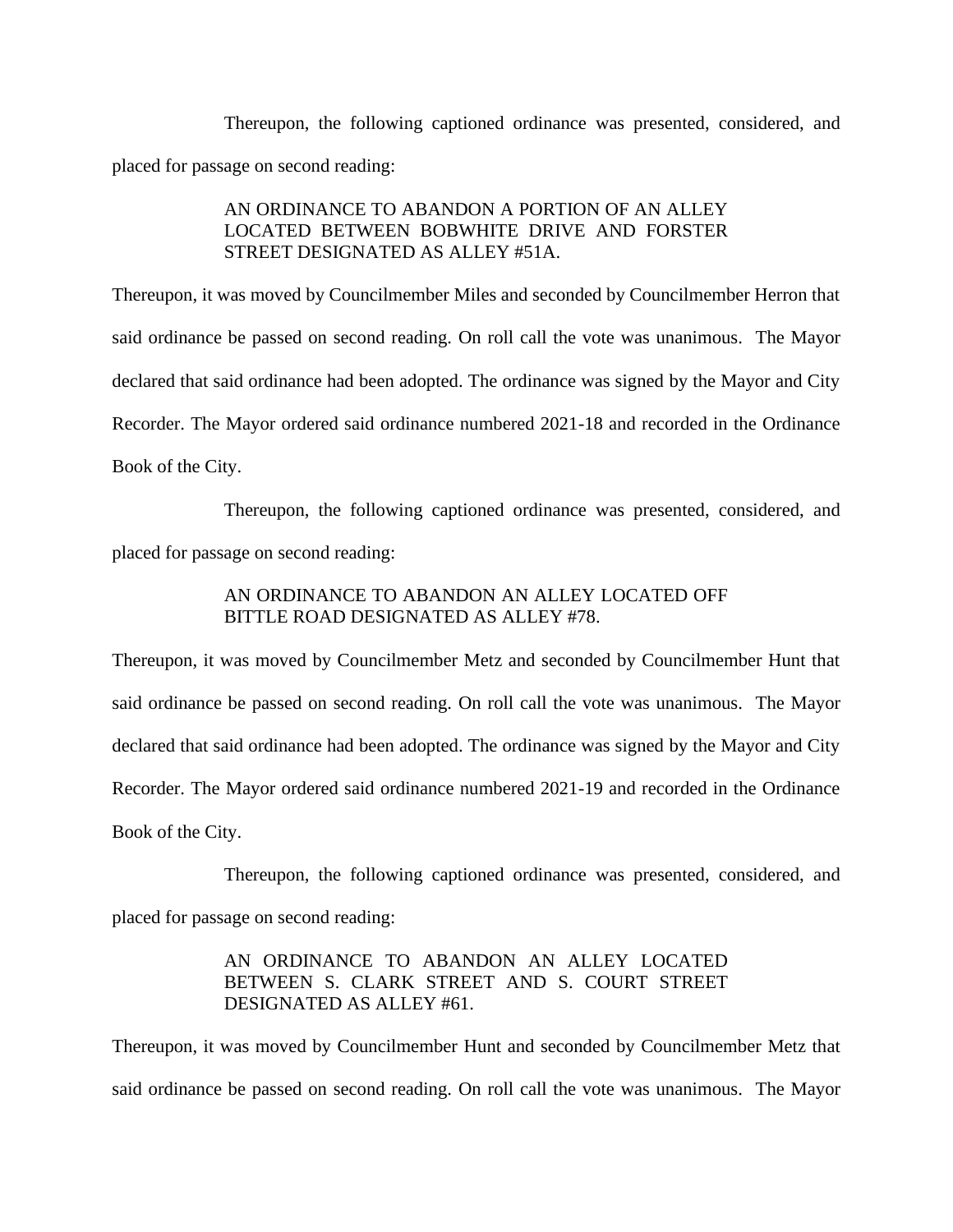Thereupon, the following captioned ordinance was presented, considered, and placed for passage on second reading:

> AN ORDINANCE TO ABANDON A PORTION OF AN ALLEY LOCATED BETWEEN BOBWHITE DRIVE AND FORSTER STREET DESIGNATED AS ALLEY #51A.

Thereupon, it was moved by Councilmember Miles and seconded by Councilmember Herron that said ordinance be passed on second reading. On roll call the vote was unanimous. The Mayor declared that said ordinance had been adopted. The ordinance was signed by the Mayor and City Recorder. The Mayor ordered said ordinance numbered 2021-18 and recorded in the Ordinance Book of the City.

Thereupon, the following captioned ordinance was presented, considered, and placed for passage on second reading:

> AN ORDINANCE TO ABANDON AN ALLEY LOCATED OFF BITTLE ROAD DESIGNATED AS ALLEY #78.

Thereupon, it was moved by Councilmember Metz and seconded by Councilmember Hunt that said ordinance be passed on second reading. On roll call the vote was unanimous. The Mayor declared that said ordinance had been adopted. The ordinance was signed by the Mayor and City Recorder. The Mayor ordered said ordinance numbered 2021-19 and recorded in the Ordinance Book of the City.

Thereupon, the following captioned ordinance was presented, considered, and placed for passage on second reading:

> AN ORDINANCE TO ABANDON AN ALLEY LOCATED BETWEEN S. CLARK STREET AND S. COURT STREET DESIGNATED AS ALLEY #61.

Thereupon, it was moved by Councilmember Hunt and seconded by Councilmember Metz that said ordinance be passed on second reading. On roll call the vote was unanimous. The Mayor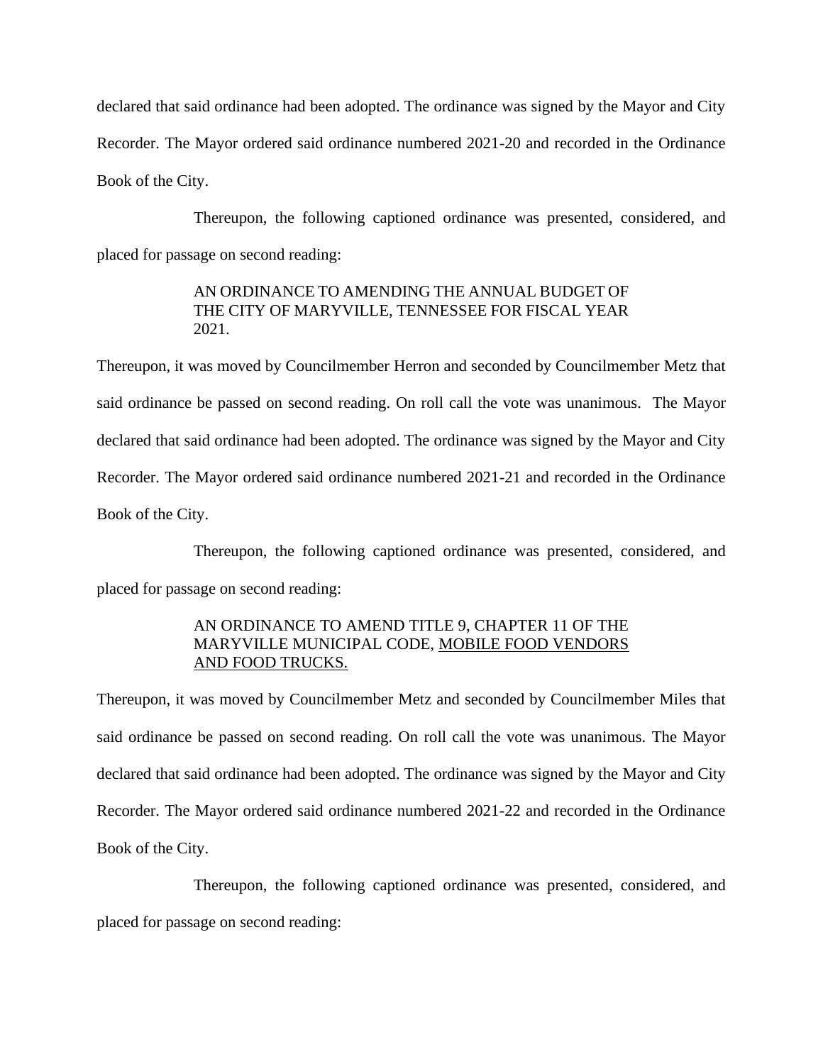declared that said ordinance had been adopted. The ordinance was signed by the Mayor and City Recorder. The Mayor ordered said ordinance numbered 2021-20 and recorded in the Ordinance Book of the City.

Thereupon, the following captioned ordinance was presented, considered, and placed for passage on second reading:

> AN ORDINANCE TO AMENDING THE ANNUAL BUDGET OF THE CITY OF MARYVILLE, TENNESSEE FOR FISCAL YEAR 2021.

Thereupon, it was moved by Councilmember Herron and seconded by Councilmember Metz that said ordinance be passed on second reading. On roll call the vote was unanimous. The Mayor declared that said ordinance had been adopted. The ordinance was signed by the Mayor and City Recorder. The Mayor ordered said ordinance numbered 2021-21 and recorded in the Ordinance Book of the City.

Thereupon, the following captioned ordinance was presented, considered, and placed for passage on second reading:

> AN ORDINANCE TO AMEND TITLE 9, CHAPTER 11 OF THE MARYVILLE MUNICIPAL CODE, <u>MOBILE FOOD VENDORS AND FOOD TRUCKS.</u>

Thereupon, it was moved by Councilmember Metz and seconded by Councilmember Miles that said ordinance be passed on second reading. On roll call the vote was unanimous. The Mayor declared that said ordinance had been adopted. The ordinance was signed by the Mayor and City Recorder. The Mayor ordered said ordinance numbered 2021-22 and recorded in the Ordinance Book of the City.

Thereupon, the following captioned ordinance was presented, considered, and placed for passage on second reading: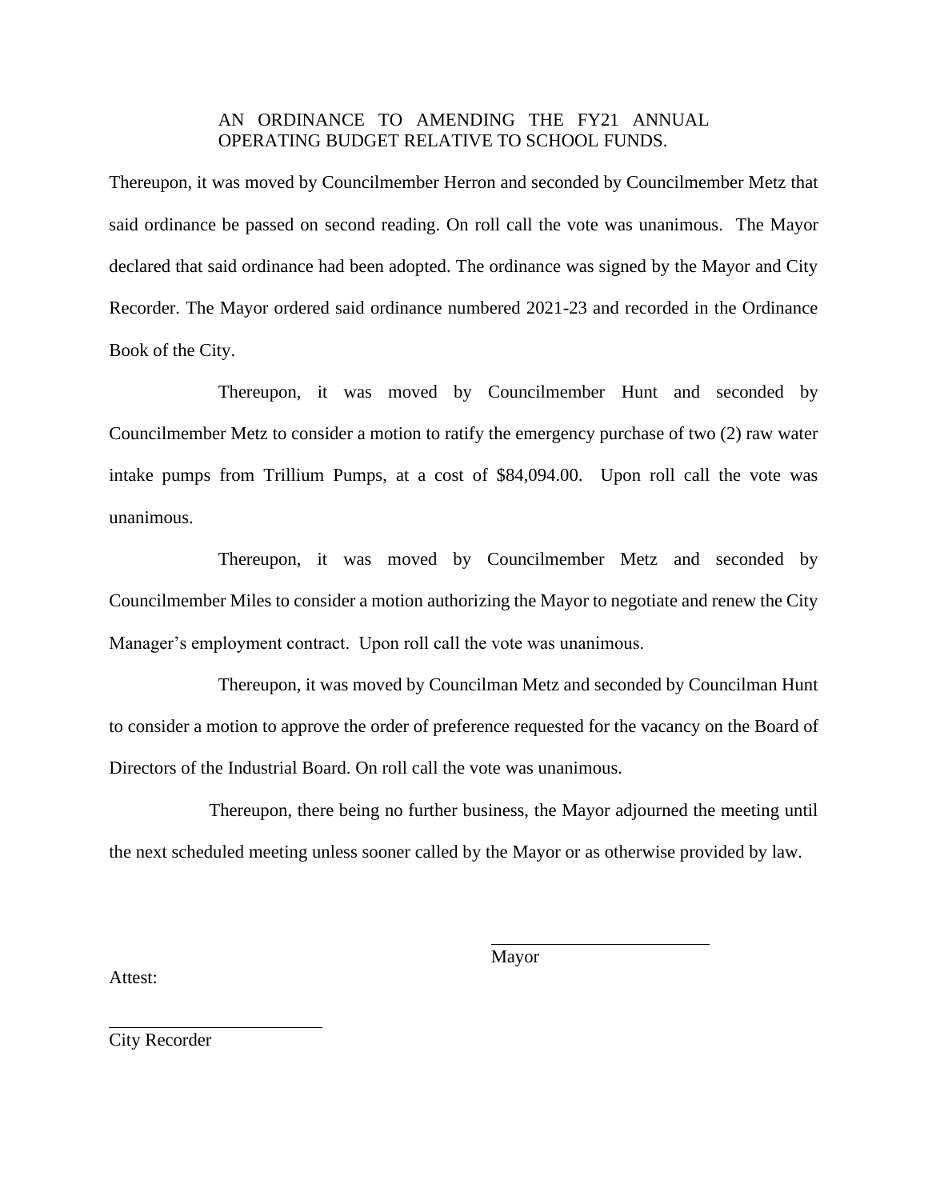AN ORDINANCE TO AMENDING THE FY21 ANNUAL OPERATING BUDGET RELATIVE TO SCHOOL FUNDS.

Thereupon, it was moved by Councilmember Herron and seconded by Councilmember Metz that said ordinance be passed on second reading. On roll call the vote was unanimous. The Mayor declared that said ordinance had been adopted. The ordinance was signed by the Mayor and City Recorder. The Mayor ordered said ordinance numbered 2021-23 and recorded in the Ordinance Book of the City.

Thereupon, it was moved by Councilmember Hunt and seconded by Councilmember Metz to consider a motion to ratify the emergency purchase of two (2) raw water intake pumps from Trillium Pumps, at a cost of $84,094.00. Upon roll call the vote was unanimous.

Thereupon, it was moved by Councilmember Metz and seconded by Councilmember Miles to consider a motion authorizing the Mayor to negotiate and renew the City Manager's employment contract. Upon roll call the vote was unanimous.

Thereupon, it was moved by Councilman Metz and seconded by Councilman Hunt to consider a motion to approve the order of preference requested for the vacancy on the Board of Directors of the Industrial Board. On roll call the vote was unanimous.

Thereupon, there being no further business, the Mayor adjourned the meeting until the next scheduled meeting unless sooner called by the Mayor or as otherwise provided by law.

\_\_\_\_\_\_\_\_\_\_\_\_\_\_\_\_\_\_\_\_\_\_\_\_
Mayor

Attest:

\_\_\_\_\_\_\_\_\_\_\_\_\_\_\_\_\_\_\_\_\_\_\_\_
City Recorder